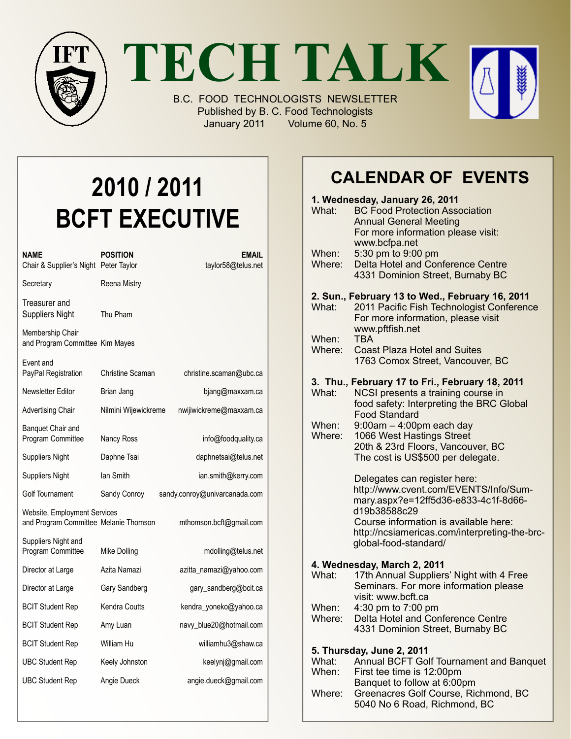# TECH TALK

B.C. FOOD TECHNOLOGISTS NEWSLETTER
Published by B. C. Food Technologists
January 2011 Volume 60, No. 5

## 2010 / 2011 BCFT EXECUTIVE

| NAME | POSITION | EMAIL |
|---|---|---|
| Chair & Supplier's Night | Peter Taylor | taylor58@telus.net |
| Secretary | Reena Mistry | |
| Treasurer and Suppliers Night | Thu Pham | |
| Membership Chair and Program Committee | Kim Mayes | |
| Event and PayPal Registration | Christine Scaman | christine.scaman@ubc.ca |
| Newsletter Editor | Brian Jang | bjang@maxxam.ca |
| Advertising Chair | Nilmini Wijewickreme | nwijiwickreme@maxxam.ca |
| Banquet Chair and Program Committee | Nancy Ross | info@foodquality.ca |
| Suppliers Night | Daphne Tsai | daphnetsai@telus.net |
| Suppliers Night | Ian Smith | ian.smith@kerry.com |
| Golf Tournament | Sandy Conroy | sandy.conroy@univarcanada.com |
| Website, Employment Services and Program Committee | Melanie Thomson | mthomson.bcft@gmail.com |
| Suppliers Night and Program Committee | Mike Dolling | mdolling@telus.net |
| Director at Large | Azita Namazi | azitta_namazi@yahoo.com |
| Director at Large | Gary Sandberg | gary_sandberg@bcit.ca |
| BCIT Student Rep | Kendra Coutts | kendra_yoneko@yahoo.ca |
| BCIT Student Rep | Amy Luan | navy_blue20@hotmail.com |
| BCIT Student Rep | William Hu | williamhu3@shaw.ca |
| UBC Student Rep | Keely Johnston | keelynj@gmail.com |
| UBC Student Rep | Angie Dueck | angie.dueck@gmail.com |

## CALENDAR OF EVENTS

**1. Wednesday, January 26, 2011**
What: BC Food Protection Association Annual General Meeting
For more information please visit: www.bcfpa.net
When: 5:30 pm to 9:00 pm
Where: Delta Hotel and Conference Centre
4331 Dominion Street, Burnaby BC

**2. Sun., February 13 to Wed., February 16, 2011**
What: 2011 Pacific Fish Technologist Conference
For more information, please visit www.pftfish.net
When: TBA
Where: Coast Plaza Hotel and Suites
1763 Comox Street, Vancouver, BC

**3. Thu., February 17 to Fri., February 18, 2011**
What: NCSI presents a training course in food safety: Interpreting the BRC Global Food Standard
When: 9:00am – 4:00pm each day
Where: 1066 West Hastings Street
20th & 23rd Floors, Vancouver, BC
The cost is US$500 per delegate.

Delegates can register here:
http://www.cvent.com/EVENTS/Info/Summary.aspx?e=12ff5d36-e833-4c1f-8d66-d19b38588c29
Course information is available here:
http://ncsiamericas.com/interpreting-the-brc-global-food-standard/

**4. Wednesday, March 2, 2011**
What: 17th Annual Suppliers' Night with 4 Free Seminars. For more information please visit: www.bcft.ca
When: 4:30 pm to 7:00 pm
Where: Delta Hotel and Conference Centre
4331 Dominion Street, Burnaby BC

**5. Thursday, June 2, 2011**
What: Annual BCFT Golf Tournament and Banquet
When: First tee time is 12:00pm
Banquet to follow at 6:00pm
Where: Greenacres Golf Course, Richmond, BC
5040 No 6 Road, Richmond, BC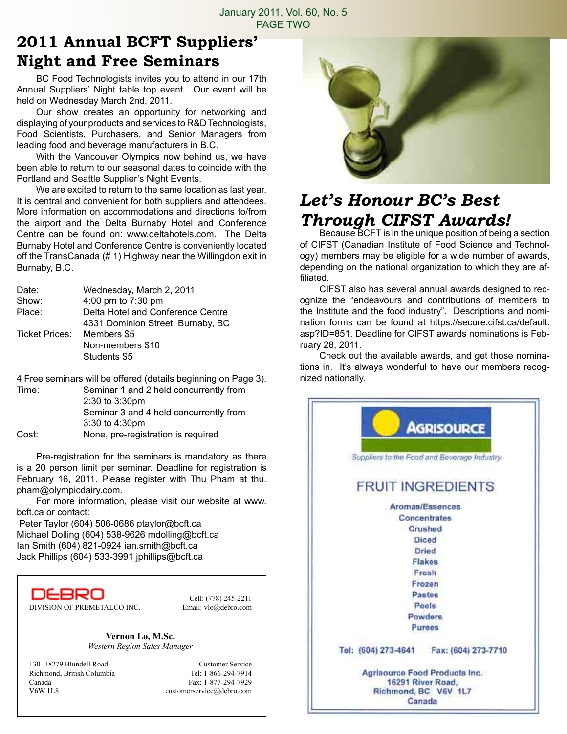# 2011 Annual BCFT Suppliers' Night and Free Seminars

BC Food Technologists invites you to attend in our 17th Annual Suppliers' Night table top event. Our event will be held on Wednesday March 2nd, 2011.

Our show creates an opportunity for networking and displaying of your products and services to R&D Technologists, Food Scientists, Purchasers, and Senior Managers from leading food and beverage manufacturers in B.C.

With the Vancouver Olympics now behind us, we have been able to return to our seasonal dates to coincide with the Portland and Seattle Supplier's Night Events.

We are excited to return to the same location as last year. It is central and convenient for both suppliers and attendees. More information on accommodations and directions to/from the airport and the Delta Burnaby Hotel and Conference Centre can be found on: www.deltahotels.com. The Delta Burnaby Hotel and Conference Centre is conveniently located off the TransCanada (# 1) Highway near the Willingdon exit in Burnaby, B.C.

| | |
|---|---|
| Date: | Wednesday, March 2, 2011 |
| Show: | 4:00 pm to 7:30 pm |
| Place: | Delta Hotel and Conference Centre<br>4331 Dominion Street, Burnaby, BC |
| Ticket Prices: | Members $5<br>Non-members $10<br>Students $5 |

4 Free seminars will be offered (details beginning on Page 3).

| | |
|---|---|
| Time: | Seminar 1 and 2 held concurrently from 2:30 to 3:30pm<br>Seminar 3 and 4 held concurrently from 3:30 to 4:30pm |
| Cost: | None, pre-registration is required |

Pre-registration for the seminars is mandatory as there is a 20 person limit per seminar. Deadline for registration is February 16, 2011. Please register with Thu Pham at thu.pham@olympicdairy.com.

For more information, please visit our website at www.bcft.ca or contact:

Peter Taylor (604) 506-0686 ptaylor@bcft.ca
Michael Dolling (604) 538-9626 mdolling@bcft.ca
Ian Smith (604) 821-0924 ian.smith@bcft.ca
Jack Phillips (604) 533-3991 jphillips@bcft.ca

**DEBRO**
DIVISION OF PREMETALCO INC.

Cell: (778) 245-2211
Email: vlo@debro.com

**Vernon Lo, M.Sc.**
*Western Region Sales Manager*

130- 18279 Blundell Road
Richmond, British Columbia
Canada
V6W 1L8

Customer Service
Tel: 1-866-294-7914
Fax: 1-877-294-7929
customerservice@debro.com

# *Let's Honour BC's Best Through CIFST Awards!*

Because BCFT is in the unique position of being a section of CIFST (Canadian Institute of Food Science and Technology) members may be eligible for a wide number of awards, depending on the national organization to which they are affiliated.

CIFST also has several annual awards designed to recognize the "endeavours and contributions of members to the Institute and the food industry". Descriptions and nomination forms can be found at https://secure.cifst.ca/default.asp?ID=851. Deadline for CIFST awards nominations is February 28, 2011.

Check out the available awards, and get those nominations in. It's always wonderful to have our members recognized nationally.

**AGRISOURCE**
*Suppliers to the Food and Beverage Industry*

## FRUIT INGREDIENTS

Aromas/Essences
Concentrates
Crushed
Diced
Dried
Flakes
Fresh
Frozen
Pastes
Peels
Powders
Purees

Tel: (604) 273-4641 Fax: (604) 273-7710

Agrisource Food Products Inc.
16291 River Road,
Richmond, BC V6V 1L7
Canada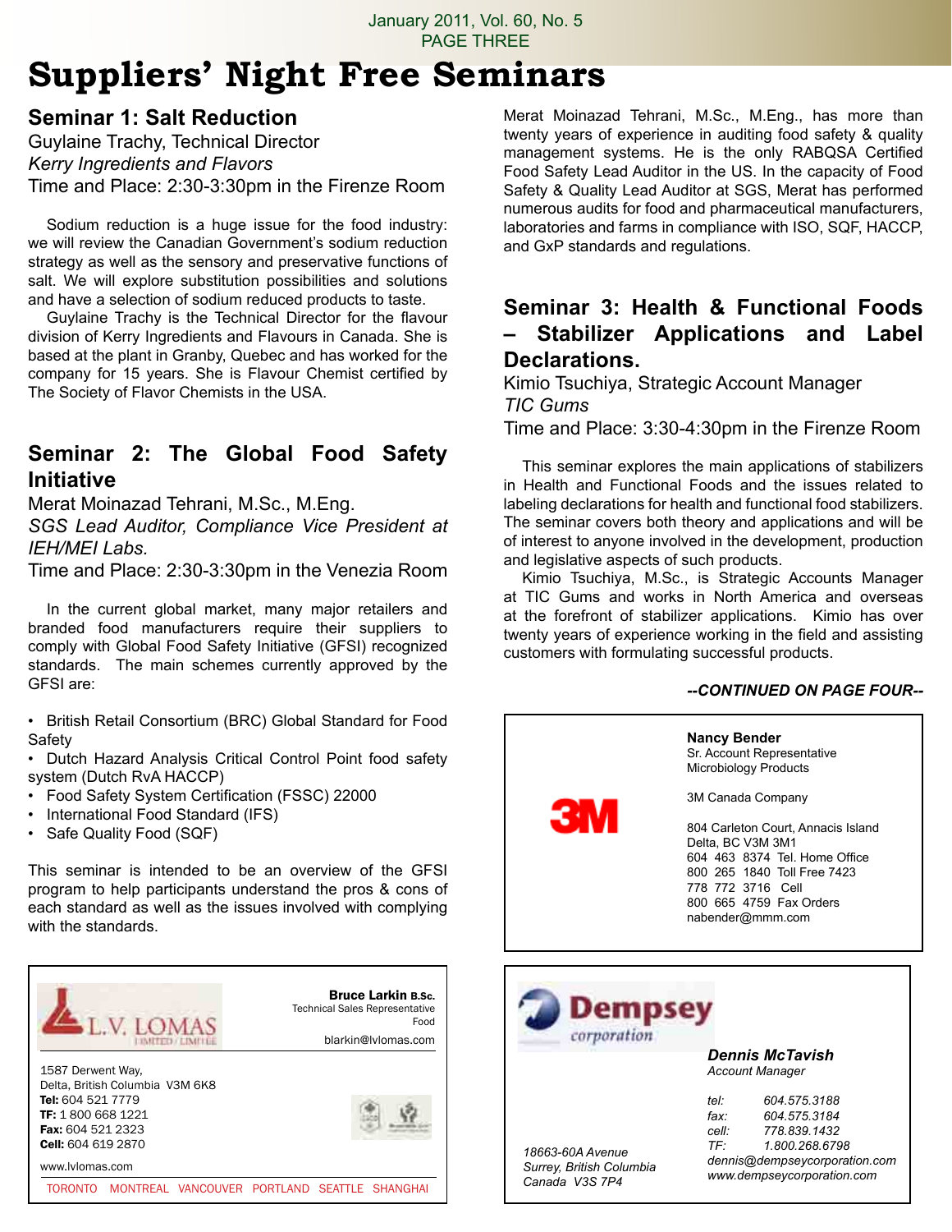# Suppliers' Night Free Seminars

## Seminar 1: Salt Reduction

Guylaine Trachy, Technical Director
*Kerry Ingredients and Flavors*
Time and Place: 2:30-3:30pm in the Firenze Room

Sodium reduction is a huge issue for the food industry: we will review the Canadian Government's sodium reduction strategy as well as the sensory and preservative functions of salt. We will explore substitution possibilities and solutions and have a selection of sodium reduced products to taste.

Guylaine Trachy is the Technical Director for the flavour division of Kerry Ingredients and Flavours in Canada. She is based at the plant in Granby, Quebec and has worked for the company for 15 years. She is Flavour Chemist certified by The Society of Flavor Chemists in the USA.

## Seminar 2: The Global Food Safety Initiative

Merat Moinazad Tehrani, M.Sc., M.Eng.
*SGS Lead Auditor, Compliance Vice President at IEH/MEI Labs.*
Time and Place: 2:30-3:30pm in the Venezia Room

In the current global market, many major retailers and branded food manufacturers require their suppliers to comply with Global Food Safety Initiative (GFSI) recognized standards. The main schemes currently approved by the GFSI are:

- British Retail Consortium (BRC) Global Standard for Food Safety
- Dutch Hazard Analysis Critical Control Point food safety system (Dutch RvA HACCP)
- Food Safety System Certification (FSSC) 22000
- International Food Standard (IFS)
- Safe Quality Food (SQF)

This seminar is intended to be an overview of the GFSI program to help participants understand the pros & cons of each standard as well as the issues involved with complying with the standards.

Merat Moinazad Tehrani, M.Sc., M.Eng., has more than twenty years of experience in auditing food safety & quality management systems. He is the only RABQSA Certified Food Safety Lead Auditor in the US. In the capacity of Food Safety & Quality Lead Auditor at SGS, Merat has performed numerous audits for food and pharmaceutical manufacturers, laboratories and farms in compliance with ISO, SQF, HACCP, and GxP standards and regulations.

## Seminar 3: Health & Functional Foods – Stabilizer Applications and Label Declarations.

Kimio Tsuchiya, Strategic Account Manager
*TIC Gums*
Time and Place: 3:30-4:30pm in the Firenze Room

This seminar explores the main applications of stabilizers in Health and Functional Foods and the issues related to labeling declarations for health and functional food stabilizers. The seminar covers both theory and applications and will be of interest to anyone involved in the development, production and legislative aspects of such products.

Kimio Tsuchiya, M.Sc., is Strategic Accounts Manager at TIC Gums and works in North America and overseas at the forefront of stabilizer applications. Kimio has over twenty years of experience working in the field and assisting customers with formulating successful products.

***--CONTINUED ON PAGE FOUR--***

---

3M

**Nancy Bender**
Sr. Account Representative
Microbiology Products

3M Canada Company

804 Carleton Court, Annacis Island
Delta, BC V3M 3M1
604 463 8374 Tel. Home Office
800 265 1840 Toll Free 7423
778 772 3716 Cell
800 665 4759 Fax Orders
nabender@mmm.com

---

L.V. LOMAS LIMITED / LIMITÉE

**Bruce Larkin B.Sc.**
Technical Sales Representative
Food
blarkin@lvlomas.com

1587 Derwent Way,
Delta, British Columbia V3M 6K8
**Tel:** 604 521 7779
**TF:** 1 800 668 1221
**Fax:** 604 521 2323
**Cell:** 604 619 2870

www.lvlomas.com

TORONTO MONTREAL VANCOUVER PORTLAND SEATTLE SHANGHAI

---

Dempsey corporation

***Dennis McTavish***
*Account Manager*

*tel: 604.575.3188*
*fax: 604.575.3184*
*cell: 778.839.1432*
*TF: 1.800.268.6798*
*dennis@dempseycorporation.com*
*www.dempseycorporation.com*

*18663-60A Avenue*
*Surrey, British Columbia*
*Canada V3S 7P4*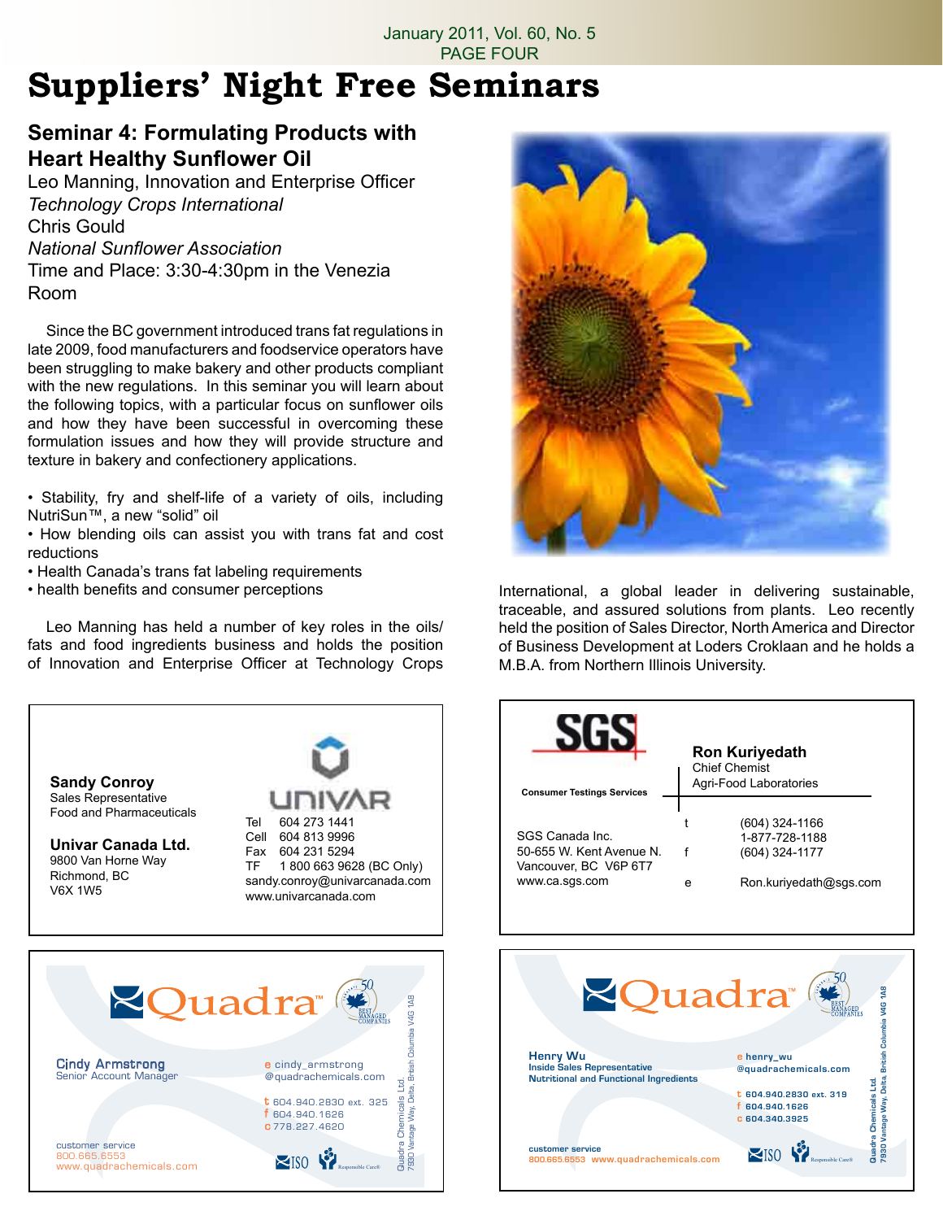# Suppliers' Night Free Seminars

## Seminar 4: Formulating Products with Heart Healthy Sunflower Oil

Leo Manning, Innovation and Enterprise Officer
*Technology Crops International*
Chris Gould
*National Sunflower Association*
Time and Place: 3:30-4:30pm in the Venezia Room

Since the BC government introduced trans fat regulations in late 2009, food manufacturers and foodservice operators have been struggling to make bakery and other products compliant with the new regulations. In this seminar you will learn about the following topics, with a particular focus on sunflower oils and how they have been successful in overcoming these formulation issues and how they will provide structure and texture in bakery and confectionery applications.

- Stability, fry and shelf-life of a variety of oils, including NutriSun™, a new "solid" oil
- How blending oils can assist you with trans fat and cost reductions
- Health Canada's trans fat labeling requirements
- health benefits and consumer perceptions

Leo Manning has held a number of key roles in the oils/fats and food ingredients business and holds the position of Innovation and Enterprise Officer at Technology Crops International, a global leader in delivering sustainable, traceable, and assured solutions from plants. Leo recently held the position of Sales Director, North America and Director of Business Development at Loders Croklaan and he holds a M.B.A. from Northern Illinois University.

---

**Sandy Conroy**
Sales Representative
Food and Pharmaceuticals

**Univar Canada Ltd.**
9800 Van Horne Way
Richmond, BC
V6X 1W5

UNIVAR
Tel 604 273 1441
Cell 604 813 9996
Fax 604 231 5294
TF 1 800 663 9628 (BC Only)
sandy.conroy@univarcanada.com
www.univarcanada.com

---

SGS
Consumer Testings Services

**Ron Kuriyedath**
Chief Chemist
Agri-Food Laboratories

SGS Canada Inc.
50-655 W. Kent Avenue N.
Vancouver, BC V6P 6T7
www.ca.sgs.com

t (604) 324-1166
1-877-728-1188
f (604) 324-1177
e Ron.kuriyedath@sgs.com

---

Quadra™ — 50 Best Managed Companies

**Cindy Armstrong**
Senior Account Manager

e cindy_armstrong@quadrachemicals.com
t 604.940.2830 ext. 325
f 604.940.1626
c 778.227.4620

customer service
800.665.6553
www.quadrachemicals.com

ISO — Responsible Care®

Quadra Chemicals Ltd.
7930 Vantage Way, Delta, British Columbia V4G 1A8

---

Quadra™ — 50 Best Managed Companies

**Henry Wu**
Inside Sales Representative
Nutritional and Functional Ingredients

e henry_wu@quadrachemicals.com
t 604.940.2830 ext. 319
f 604.940.1626
c 604.340.3925

customer service
800.665.6553 www.quadrachemicals.com

ISO — Responsible Care®

Quadra Chemicals Ltd.
7930 Vantage Way, Delta, British Columbia V4G 1A8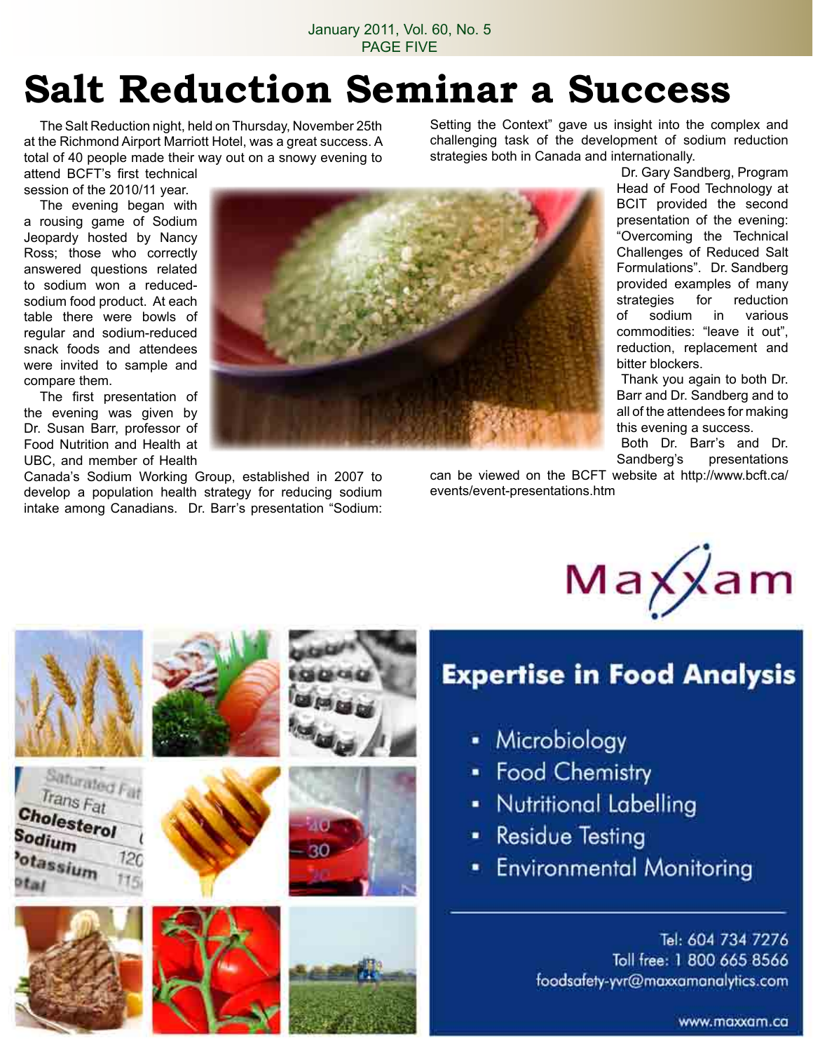# Salt Reduction Seminar a Success

The Salt Reduction night, held on Thursday, November 25th at the Richmond Airport Marriott Hotel, was a great success. A total of 40 people made their way out on a snowy evening to attend BCFT's first technical session of the 2010/11 year.

The evening began with a rousing game of Sodium Jeopardy hosted by Nancy Ross; those who correctly answered questions related to sodium won a reduced-sodium food product. At each table there were bowls of regular and sodium-reduced snack foods and attendees were invited to sample and compare them.

The first presentation of the evening was given by Dr. Susan Barr, professor of Food Nutrition and Health at UBC, and member of Health Canada's Sodium Working Group, established in 2007 to develop a population health strategy for reducing sodium intake among Canadians. Dr. Barr's presentation "Sodium: Setting the Context" gave us insight into the complex and challenging task of the development of sodium reduction strategies both in Canada and internationally.

Dr. Gary Sandberg, Program Head of Food Technology at BCIT provided the second presentation of the evening: "Overcoming the Technical Challenges of Reduced Salt Formulations". Dr. Sandberg provided examples of many strategies for reduction of sodium in various commodities: "leave it out", reduction, replacement and bitter blockers.

Thank you again to both Dr. Barr and Dr. Sandberg and to all of the attendees for making this evening a success.

Both Dr. Barr's and Dr. Sandberg's presentations can be viewed on the BCFT website at http://www.bcft.ca/events/event-presentations.htm

Maxxam

## Expertise in Food Analysis

- Microbiology
- Food Chemistry
- Nutritional Labelling
- Residue Testing
- Environmental Monitoring

Tel: 604 734 7276
Toll free: 1 800 665 8566
foodsafety-yvr@maxxamanalytics.com

www.maxxam.ca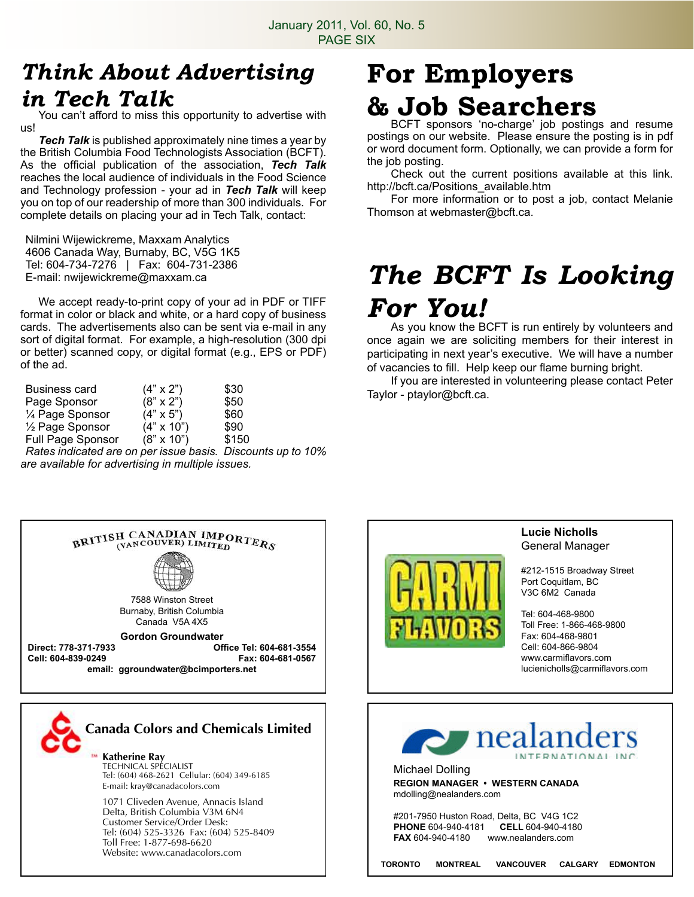## *Think About Advertising in Tech Talk*

You can't afford to miss this opportunity to advertise with us!

***Tech Talk*** is published approximately nine times a year by the British Columbia Food Technologists Association (BCFT). As the official publication of the association, ***Tech Talk*** reaches the local audience of individuals in the Food Science and Technology profession - your ad in ***Tech Talk*** will keep you on top of our readership of more than 300 individuals. For complete details on placing your ad in Tech Talk, contact:

Nilmini Wijewickreme, Maxxam Analytics
4606 Canada Way, Burnaby, BC, V5G 1K5
Tel: 604-734-7276 | Fax: 604-731-2386
E-mail: nwijewickreme@maxxam.ca

We accept ready-to-print copy of your ad in PDF or TIFF format in color or black and white, or a hard copy of business cards. The advertisements also can be sent via e-mail in any sort of digital format. For example, a high-resolution (300 dpi or better) scanned copy, or digital format (e.g., EPS or PDF) of the ad.

| | | |
|---|---|---|
| Business card | (4" x 2") | $30 |
| Page Sponsor | (8" x 2") | $50 |
| ¼ Page Sponsor | (4" x 5") | $60 |
| ½ Page Sponsor | (4" x 10") | $90 |
| Full Page Sponsor | (8" x 10") | $150 |

*Rates indicated are on per issue basis. Discounts up to 10% are available for advertising in multiple issues.*

## For Employers & Job Searchers

BCFT sponsors 'no-charge' job postings and resume postings on our website. Please ensure the posting is in pdf or word document form. Optionally, we can provide a form for the job posting.

Check out the current positions available at this link. http://bcft.ca/Positions_available.htm

For more information or to post a job, contact Melanie Thomson at webmaster@bcft.ca.

## *The BCFT Is Looking For You!*

As you know the BCFT is run entirely by volunteers and once again we are soliciting members for their interest in participating in next year's executive. We will have a number of vacancies to fill. Help keep our flame burning bright.

If you are interested in volunteering please contact Peter Taylor - ptaylor@bcft.ca.

---

BRITISH CANADIAN IMPORTERS (VANCOUVER) LIMITED

7588 Winston Street
Burnaby, British Columbia
Canada V5A 4X5

**Gordon Groundwater**

**Direct: 778-371-7933** **Office Tel: 604-681-3554**
**Cell: 604-839-0249** **Fax: 604-681-0567**
**email: ggroundwater@bcimporters.net**

---

CARMI FLAVORS

**Lucie Nicholls**
General Manager

#212-1515 Broadway Street
Port Coquitlam, BC
V3C 6M2 Canada

Tel: 604-468-9800
Toll Free: 1-866-468-9800
Fax: 604-468-9801
Cell: 604-866-9804
www.carmiflavors.com
lucienicholls@carmiflavors.com

---

**Canada Colors and Chemicals Limited**

**Katherine Ray**
TECHNICAL SPECIALIST
Tel: (604) 468-2621 Cellular: (604) 349-6185
E-mail: kray@canadacolors.com

1071 Cliveden Avenue, Annacis Island
Delta, British Columbia V3M 6N4
Customer Service/Order Desk:
Tel: (604) 525-3326 Fax: (604) 525-8409
Toll Free: 1-877-698-6620
Website: www.canadacolors.com

---

nealanders INTERNATIONAL INC

Michael Dolling
**REGION MANAGER • WESTERN CANADA**
mdolling@nealanders.com

#201-7950 Huston Road, Delta, BC V4G 1C2
**PHONE** 604-940-4181 **CELL** 604-940-4180
**FAX** 604-940-4180 www.nealanders.com

**TORONTO MONTREAL VANCOUVER CALGARY EDMONTON**